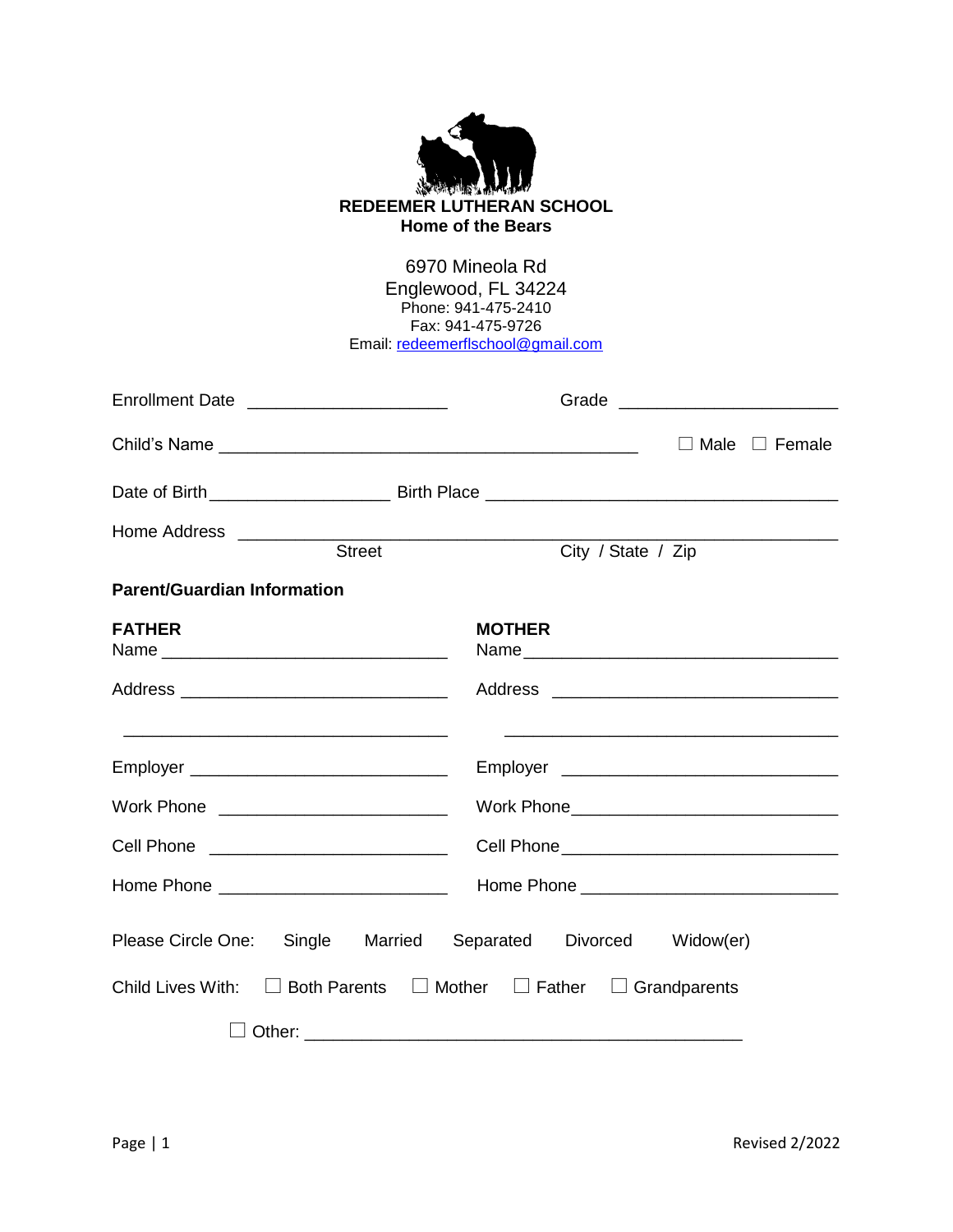**REDEEMER LUTHERAN SCHOOL**
**Home of the Bears**

6970 Mineola Rd
Englewood, FL 34224
Phone: 941-475-2410
Fax: 941-475-9726
Email: redeemerflschool@gmail.com

Enrollment Date ____________________ Grade ______________________

Child's Name ____________________________________________ ☐ Male ☐ Female

Date of Birth __________________ Birth Place ____________________________________

Home Address ______________________________________________________________
Street City / State / Zip

**Parent/Guardian Information**

**FATHER**
Name ____________________________

Address ___________________________
___________________________________

Employer __________________________

Work Phone ________________________

Cell Phone _________________________

Home Phone ________________________

**MOTHER**
Name ________________________________

Address ______________________________
_____________________________________

Employer _____________________________

Work Phone ___________________________

Cell Phone ____________________________

Home Phone ___________________________

Please Circle One: Single Married Separated Divorced Widow(er)

Child Lives With: ☐ Both Parents ☐ Mother ☐ Father ☐ Grandparents

☐ Other: ______________________________________________

Revised 2/2022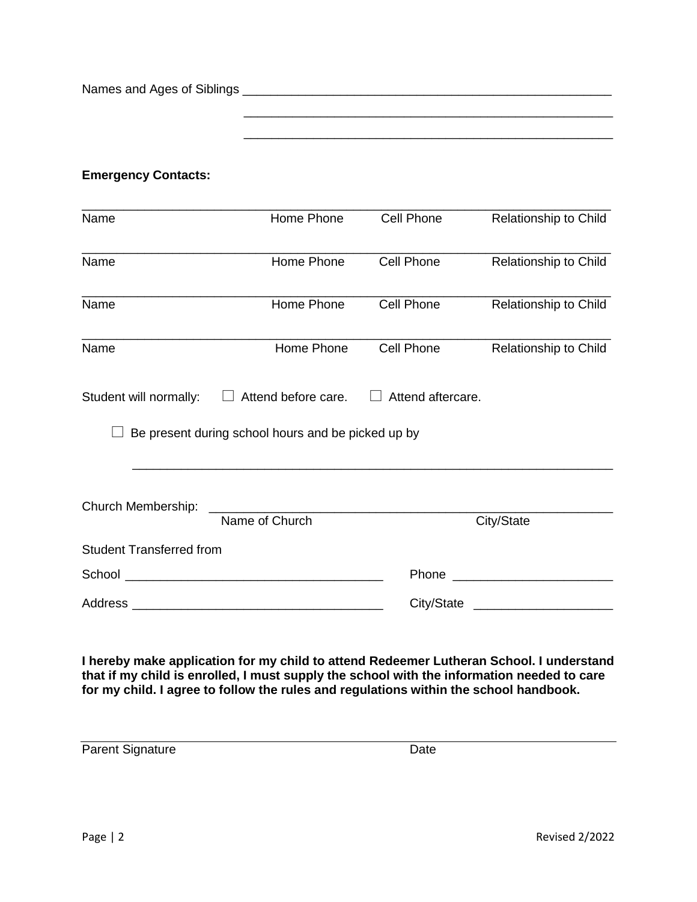Names and Ages of Siblings ______________________________________________________

______________________________________________________

______________________________________________________

**Emergency Contacts:**

| | | | |
|---|---|---|---|
| Name | Home Phone | Cell Phone | Relationship to Child |
| Name | Home Phone | Cell Phone | Relationship to Child |
| Name | Home Phone | Cell Phone | Relationship to Child |
| Name | Home Phone | Cell Phone | Relationship to Child |

Student will normally: ☐ Attend before care. ☐ Attend aftercare.

☐ Be present during school hours and be picked up by

____________________________________________________________________

Church Membership: ______________________________________________________

Name of Church City/State

Student Transferred from

School ____________________________________ Phone _______________________

Address ___________________________________ City/State ____________________

**I hereby make application for my child to attend Redeemer Lutheran School. I understand that if my child is enrolled, I must supply the school with the information needed to care for my child. I agree to follow the rules and regulations within the school handbook.**

Parent Signature Date

Revised 2/2022